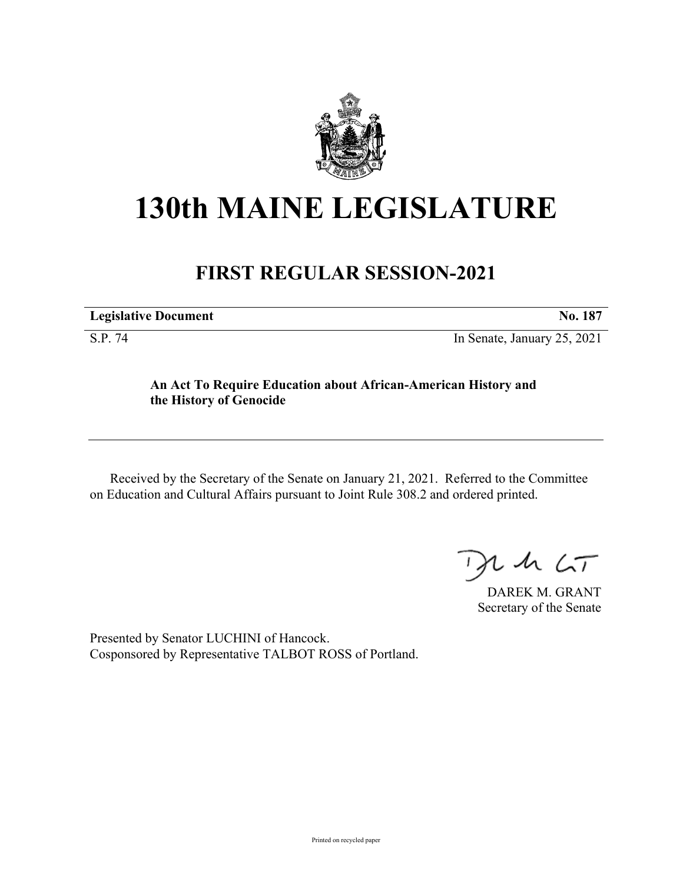# 130th MAINE LEGISLATURE

## FIRST REGULAR SESSION-2021

**Legislative Document** **No. 187**

S.P. 74 In Senate, January 25, 2021

**An Act To Require Education about African-American History and the History of Genocide**

Received by the Secretary of the Senate on January 21, 2021. Referred to the Committee on Education and Cultural Affairs pursuant to Joint Rule 308.2 and ordered printed.

DAREK M. GRANT
Secretary of the Senate

Presented by Senator LUCHINI of Hancock.
Cosponsored by Representative TALBOT ROSS of Portland.

Printed on recycled paper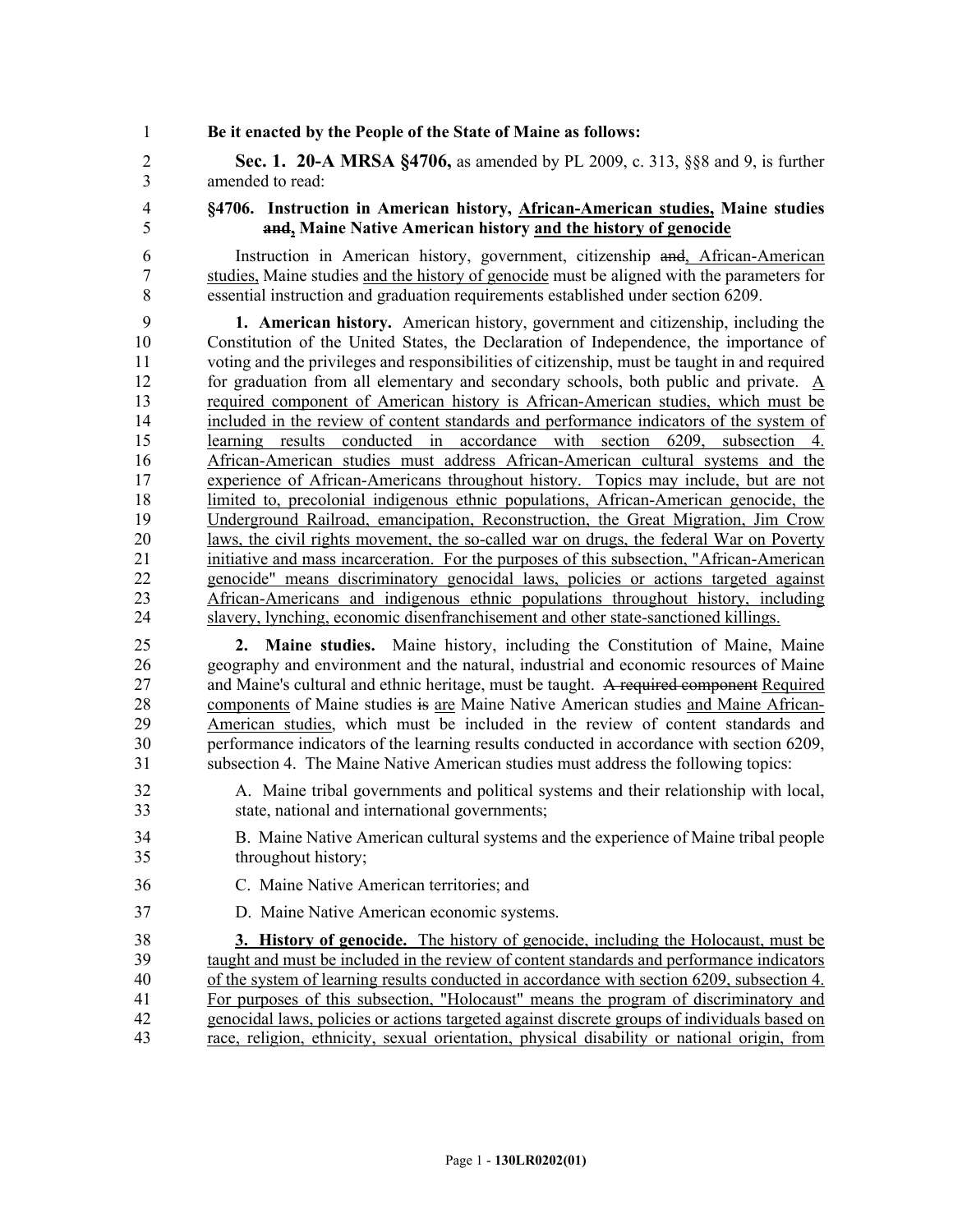**Be it enacted by the People of the State of Maine as follows:**

**Sec. 1. 20-A MRSA §4706,** as amended by PL 2009, c. 313, §§8 and 9, is further amended to read:

**§4706. Instruction in American history, <u>African-American studies,</u> Maine studies ~~and~~, Maine Native American history <u>and the history of genocide</u>**

Instruction in American history, government, citizenship ~~and~~, African-American studies, Maine studies <u>and the history of genocide</u> must be aligned with the parameters for essential instruction and graduation requirements established under section 6209.

**1. American history.** American history, government and citizenship, including the Constitution of the United States, the Declaration of Independence, the importance of voting and the privileges and responsibilities of citizenship, must be taught in and required for graduation from all elementary and secondary schools, both public and private. <u>A required component of American history is African-American studies, which must be included in the review of content standards and performance indicators of the system of learning results conducted in accordance with section 6209, subsection 4. African-American studies must address African-American cultural systems and the experience of African-Americans throughout history. Topics may include, but are not limited to, precolonial indigenous ethnic populations, African-American genocide, the Underground Railroad, emancipation, Reconstruction, the Great Migration, Jim Crow laws, the civil rights movement, the so-called war on drugs, the federal War on Poverty initiative and mass incarceration. For the purposes of this subsection, "African-American genocide" means discriminatory genocidal laws, policies or actions targeted against African-Americans and indigenous ethnic populations throughout history, including slavery, lynching, economic disenfranchisement and other state-sanctioned killings.</u>

**2. Maine studies.** Maine history, including the Constitution of Maine, Maine geography and environment and the natural, industrial and economic resources of Maine and Maine's cultural and ethnic heritage, must be taught. ~~A required component~~ <u>Required components</u> of Maine studies ~~is~~ <u>are</u> Maine Native American studies <u>and Maine African-American studies</u>, which must be included in the review of content standards and performance indicators of the learning results conducted in accordance with section 6209, subsection 4. The Maine Native American studies must address the following topics:

A. Maine tribal governments and political systems and their relationship with local, state, national and international governments;

B. Maine Native American cultural systems and the experience of Maine tribal people throughout history;

C. Maine Native American territories; and

D. Maine Native American economic systems.

<u>**3. History of genocide.** The history of genocide, including the Holocaust, must be taught and must be included in the review of content standards and performance indicators of the system of learning results conducted in accordance with section 6209, subsection 4. For purposes of this subsection, "Holocaust" means the program of discriminatory and genocidal laws, policies or actions targeted against discrete groups of individuals based on race, religion, ethnicity, sexual orientation, physical disability or national origin, from</u>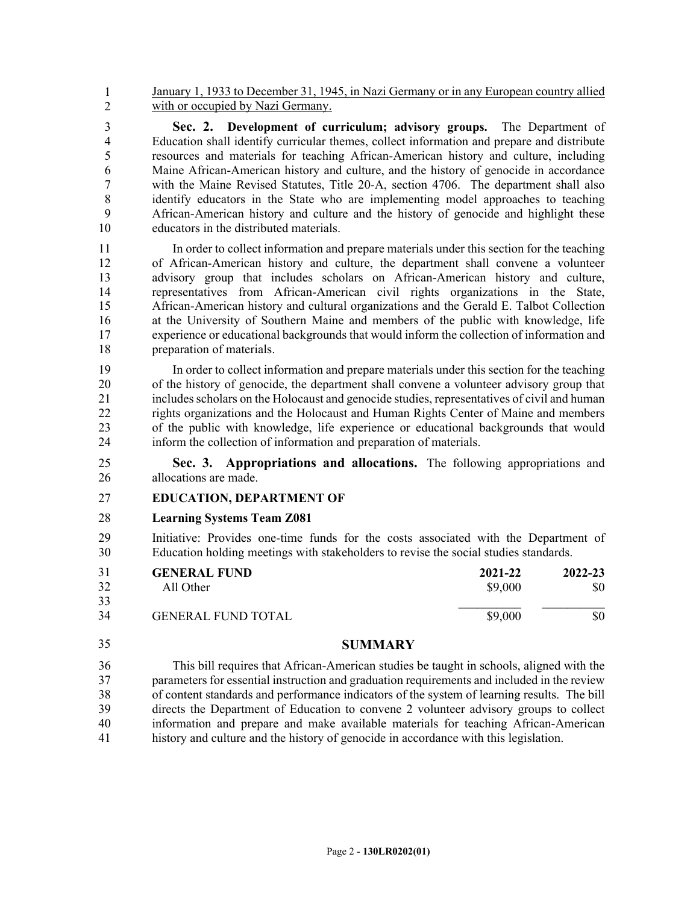January 1, 1933 to December 31, 1945, in Nazi Germany or in any European country allied with or occupied by Nazi Germany.

**Sec. 2. Development of curriculum; advisory groups.** The Department of Education shall identify curricular themes, collect information and prepare and distribute resources and materials for teaching African-American history and culture, including Maine African-American history and culture, and the history of genocide in accordance with the Maine Revised Statutes, Title 20-A, section 4706. The department shall also identify educators in the State who are implementing model approaches to teaching African-American history and culture and the history of genocide and highlight these educators in the distributed materials.

In order to collect information and prepare materials under this section for the teaching of African-American history and culture, the department shall convene a volunteer advisory group that includes scholars on African-American history and culture, representatives from African-American civil rights organizations in the State, African-American history and cultural organizations and the Gerald E. Talbot Collection at the University of Southern Maine and members of the public with knowledge, life experience or educational backgrounds that would inform the collection of information and preparation of materials.

In order to collect information and prepare materials under this section for the teaching of the history of genocide, the department shall convene a volunteer advisory group that includes scholars on the Holocaust and genocide studies, representatives of civil and human rights organizations and the Holocaust and Human Rights Center of Maine and members of the public with knowledge, life experience or educational backgrounds that would inform the collection of information and preparation of materials.

**Sec. 3. Appropriations and allocations.** The following appropriations and allocations are made.

**EDUCATION, DEPARTMENT OF**

**Learning Systems Team Z081**

Initiative: Provides one-time funds for the costs associated with the Department of Education holding meetings with stakeholders to revise the social studies standards.

| **GENERAL FUND** | **2021-22** | **2022-23** |
|---|---|---|
| All Other | $9,000 | $0 |
| GENERAL FUND TOTAL | $9,000 | $0 |

## SUMMARY

This bill requires that African-American studies be taught in schools, aligned with the parameters for essential instruction and graduation requirements and included in the review of content standards and performance indicators of the system of learning results. The bill directs the Department of Education to convene 2 volunteer advisory groups to collect information and prepare and make available materials for teaching African-American history and culture and the history of genocide in accordance with this legislation.